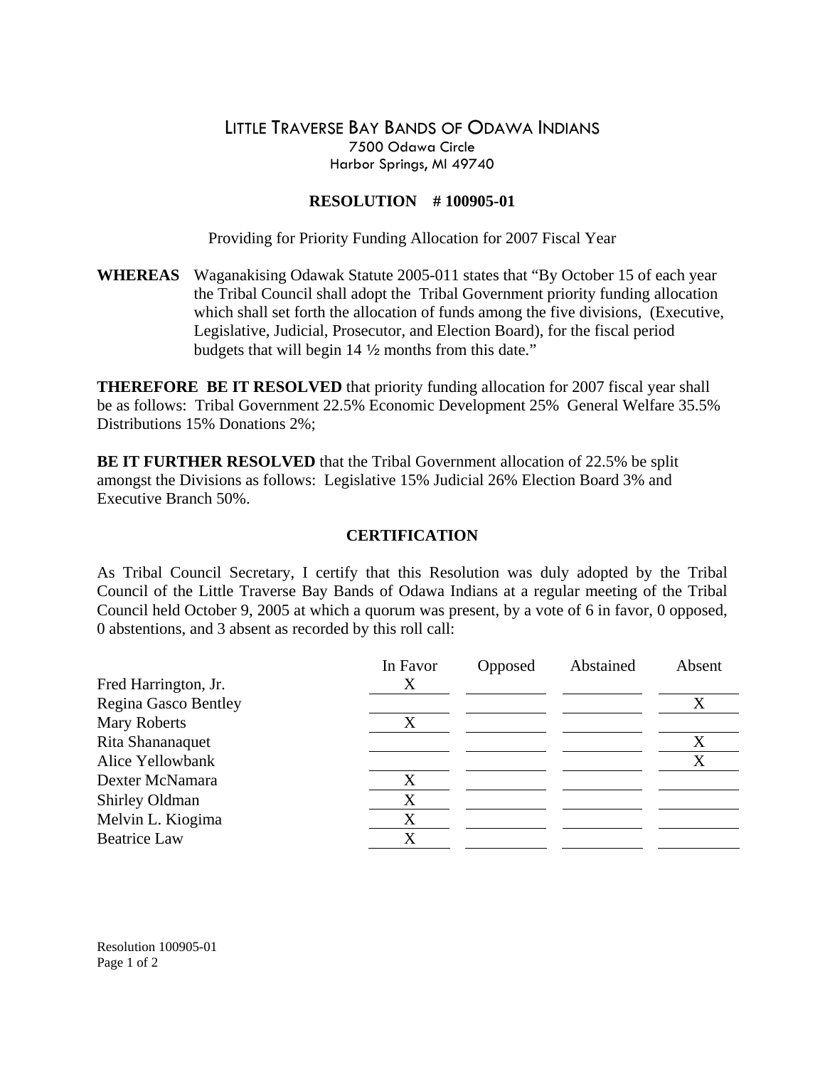# LITTLE TRAVERSE BAY BANDS OF ODAWA INDIANS

7500 Odawa Circle
Harbor Springs, MI 49740

## RESOLUTION # 100905-01

Providing for Priority Funding Allocation for 2007 Fiscal Year

**WHEREAS** Waganakising Odawak Statute 2005-011 states that "By October 15 of each year the Tribal Council shall adopt the Tribal Government priority funding allocation which shall set forth the allocation of funds among the five divisions, (Executive, Legislative, Judicial, Prosecutor, and Election Board), for the fiscal period budgets that will begin 14 ½ months from this date."

**THEREFORE BE IT RESOLVED** that priority funding allocation for 2007 fiscal year shall be as follows: Tribal Government 22.5% Economic Development 25% General Welfare 35.5% Distributions 15% Donations 2%;

**BE IT FURTHER RESOLVED** that the Tribal Government allocation of 22.5% be split amongst the Divisions as follows: Legislative 15% Judicial 26% Election Board 3% and Executive Branch 50%.

### CERTIFICATION

As Tribal Council Secretary, I certify that this Resolution was duly adopted by the Tribal Council of the Little Traverse Bay Bands of Odawa Indians at a regular meeting of the Tribal Council held October 9, 2005 at which a quorum was present, by a vote of 6 in favor, 0 opposed, 0 abstentions, and 3 absent as recorded by this roll call:

| | In Favor | Opposed | Abstained | Absent |
|---|---|---|---|---|
| Fred Harrington, Jr. | X | | | |
| Regina Gasco Bentley | | | | X |
| Mary Roberts | X | | | |
| Rita Shananaquet | | | | X |
| Alice Yellowbank | | | | X |
| Dexter McNamara | X | | | |
| Shirley Oldman | X | | | |
| Melvin L. Kiogima | X | | | |
| Beatrice Law | X | | | |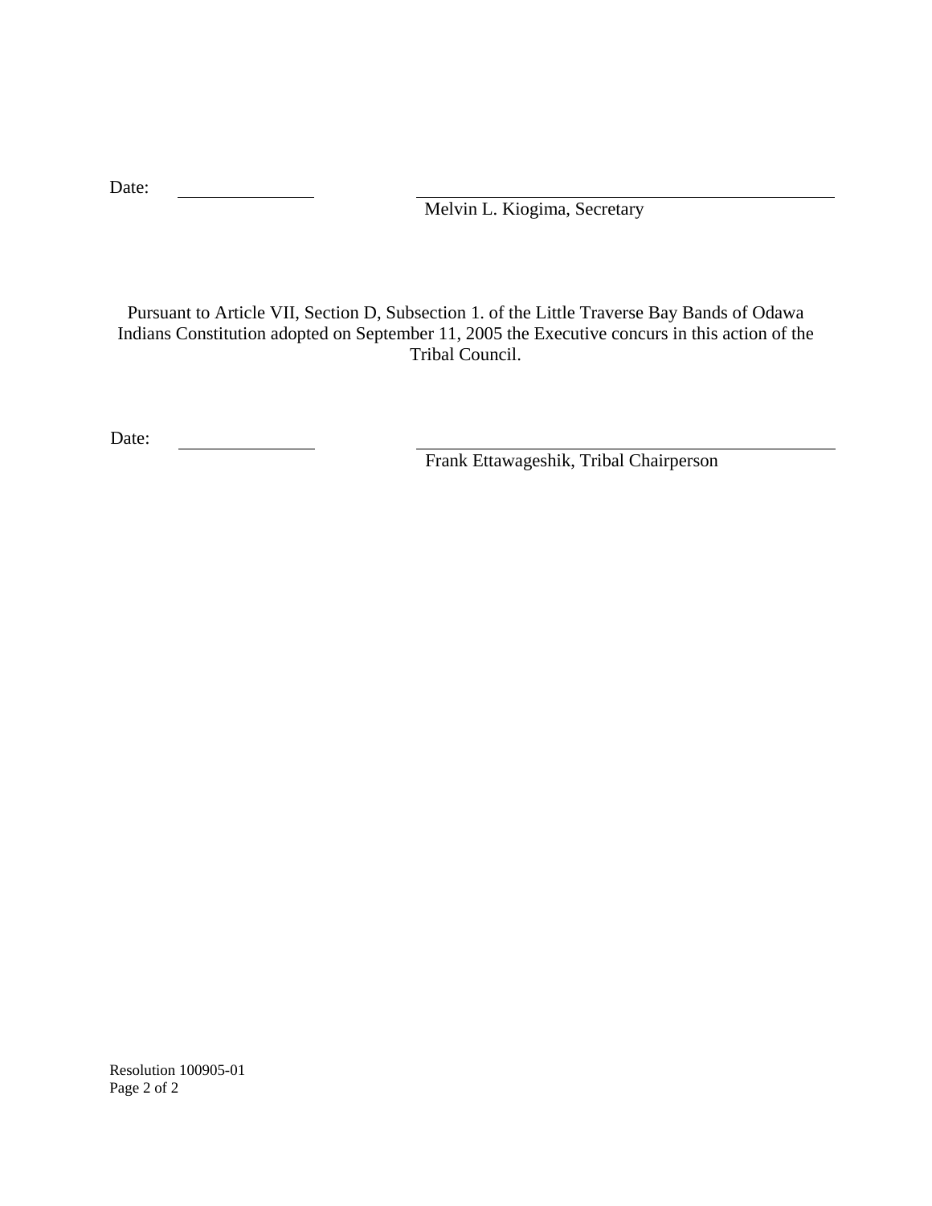Date: \_\_\_\_\_\_\_\_\_\_\_\_\_\_\_

\_\_\_\_\_\_\_\_\_\_\_\_\_\_\_\_\_\_\_\_\_\_\_\_\_\_\_\_\_\_\_\_\_\_\_\_\_\_\_\_

Melvin L. Kiogima, Secretary

Pursuant to Article VII, Section D, Subsection 1. of the Little Traverse Bay Bands of Odawa Indians Constitution adopted on September 11, 2005 the Executive concurs in this action of the Tribal Council.

Date: \_\_\_\_\_\_\_\_\_\_\_\_\_\_\_

\_\_\_\_\_\_\_\_\_\_\_\_\_\_\_\_\_\_\_\_\_\_\_\_\_\_\_\_\_\_\_\_\_\_\_\_\_\_\_\_

Frank Ettawageshik, Tribal Chairperson

Resolution 100905-01